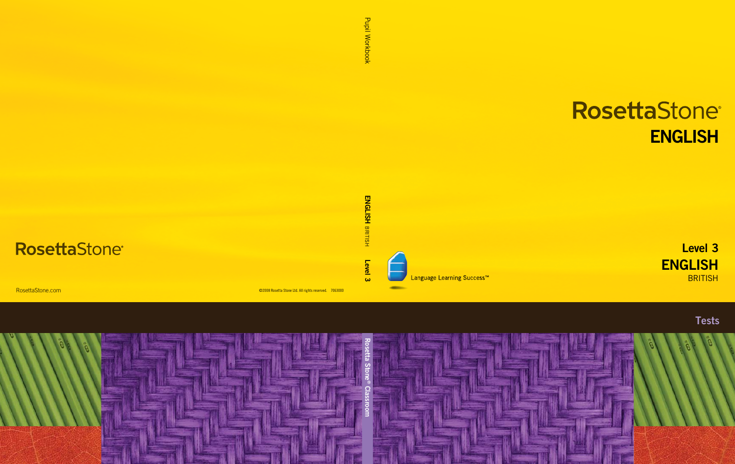# RosettaStone

# ENGLISH

Level 3

**ENGLISH**

BRITISH

Language Learning Success™

Tests

Pupil Workbook

ENGLISH BRITISH Level 3

Rosetta Stone® Classroom

RosettaStone

RosettaStone.com

©2008 Rosetta Stone Ltd. All rights reserved. 7063000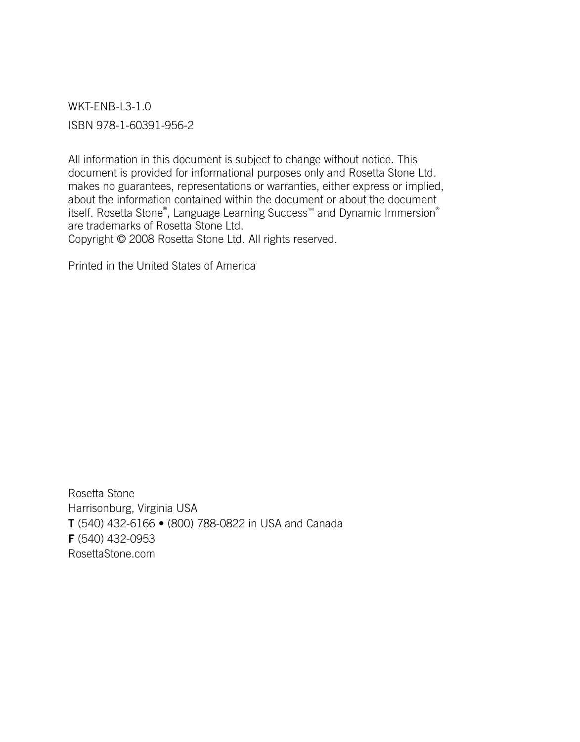WKT-ENB-L3-1.0

ISBN 978-1-60391-956-2

All information in this document is subject to change without notice. This document is provided for informational purposes only and Rosetta Stone Ltd. makes no guarantees, representations or warranties, either express or implied, about the information contained within the document or about the document itself. Rosetta Stone®, Language Learning Success™ and Dynamic Immersion® are trademarks of Rosetta Stone Ltd.
Copyright © 2008 Rosetta Stone Ltd. All rights reserved.

Printed in the United States of America

Rosetta Stone
Harrisonburg, Virginia USA
**T** (540) 432-6166 • (800) 788-0822 in USA and Canada
**F** (540) 432-0953
RosettaStone.com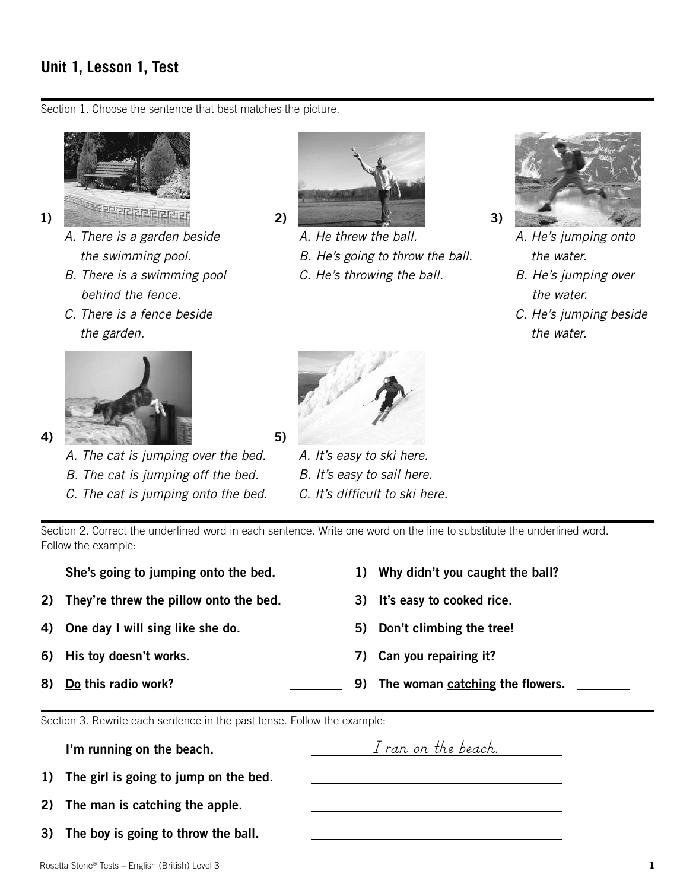## Unit 1, Lesson 1, Test

Section 1. Choose the sentence that best matches the picture.

1)
*A. There is a garden beside the swimming pool.*
*B. There is a swimming pool behind the fence.*
*C. There is a fence beside the garden.*

2)
*A. He threw the ball.*
*B. He's going to throw the ball.*
*C. He's throwing the ball.*

3)
*A. He's jumping onto the water.*
*B. He's jumping over the water.*
*C. He's jumping beside the water.*

4)
*A. The cat is jumping over the bed.*
*B. The cat is jumping off the bed.*
*C. The cat is jumping onto the bed.*

5)
*A. It's easy to ski here.*
*B. It's easy to sail here.*
*C. It's difficult to ski here.*

Section 2. Correct the underlined word in each sentence. Write one word on the line to substitute the underlined word. Follow the example:

**She's going to <u>jumping</u> onto the bed.** ________

1) **Why didn't you <u>caught</u> the ball?** ________

2) **<u>They're</u> threw the pillow onto the bed.** ________

3) **It's easy to <u>cooked</u> rice.** ________

4) **One day I will sing like she <u>do</u>.** ________

5) **Don't <u>climbing</u> the tree!** ________

6) **His toy doesn't <u>works</u>.** ________

7) **Can you <u>repairing</u> it?** ________

8) **<u>Do</u> this radio work?** ________

9) **The woman <u>catching</u> the flowers.** ________

Section 3. Rewrite each sentence in the past tense. Follow the example:

**I'm running on the beach.** *I ran on the beach.*

1) **The girl is going to jump on the bed.** ________________

2) **The man is catching the apple.** ________________

3) **The boy is going to throw the ball.** ________________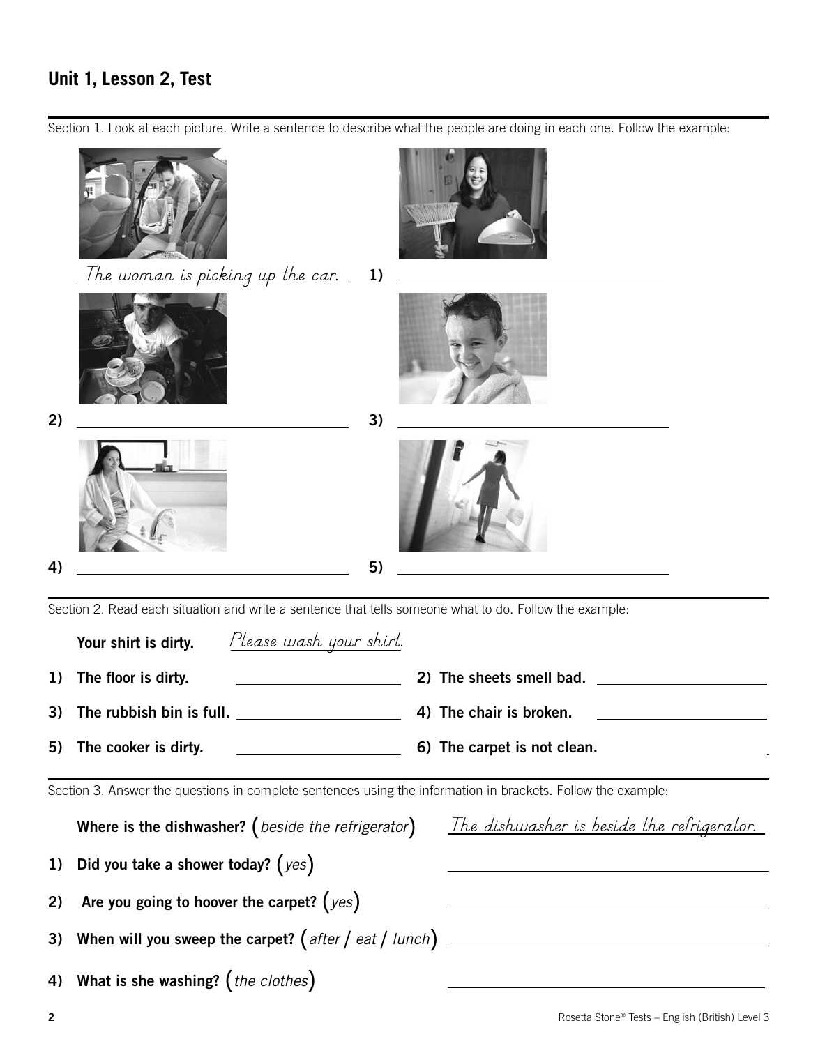## Unit 1, Lesson 2, Test

Section 1. Look at each picture. Write a sentence to describe what the people are doing in each one. Follow the example:

*The woman is picking up the car.*

1) ______________________________

2) ______________________________

3) ______________________________

4) ______________________________

5) ______________________________

Section 2. Read each situation and write a sentence that tells someone what to do. Follow the example:

**Your shirt is dirty.** *Please wash your shirt.*

1) **The floor is dirty.** ______________________

2) **The sheets smell bad.** ______________________

3) **The rubbish bin is full.** ______________________

4) **The chair is broken.** ______________________

5) **The cooker is dirty.** ______________________

6) **The carpet is not clean.** ______________________

Section 3. Answer the questions in complete sentences using the information in brackets. Follow the example:

**Where is the dishwasher?** (*beside the refrigerator*) *The dishwasher is beside the refrigerator.*

1) **Did you take a shower today?** (*yes*) ______________________________

2) **Are you going to hoover the carpet?** (*yes*) ______________________________

3) **When will you sweep the carpet?** (*after* / *eat* / *lunch*) ______________________________

4) **What is she washing?** (*the clothes*) ______________________________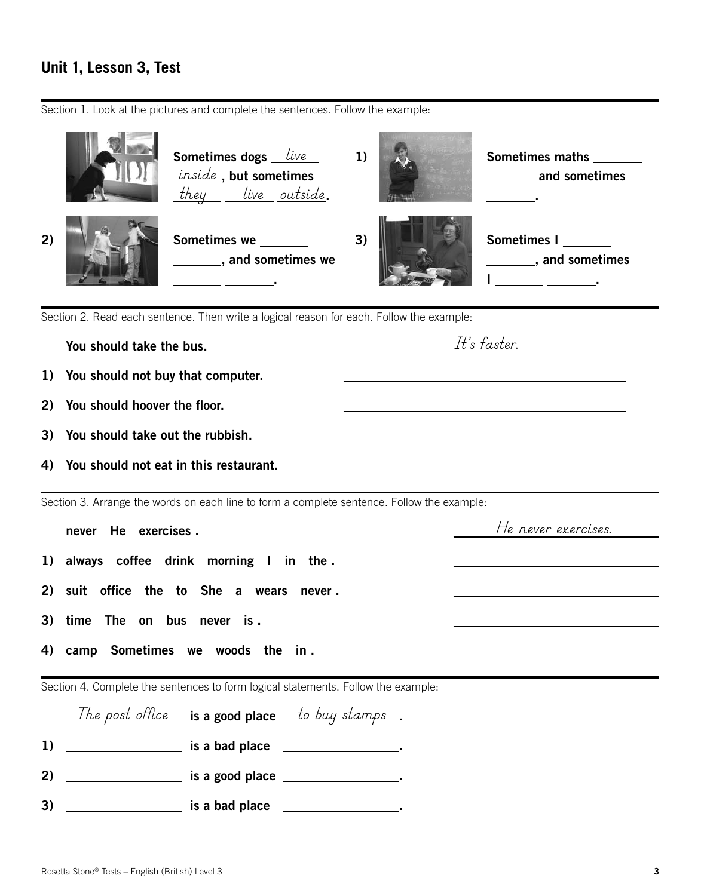## Unit 1, Lesson 3, Test

Section 1. Look at the pictures and complete the sentences. Follow the example:

**Sometimes dogs** *live* *inside* **, but sometimes** *they* *live* *outside* **.**

1) **Sometimes maths \_\_\_\_\_\_\_ \_\_\_\_\_\_\_ and sometimes \_\_\_\_\_\_\_.**

2) **Sometimes we \_\_\_\_\_\_\_ \_\_\_\_\_\_\_, and sometimes we \_\_\_\_\_\_\_ \_\_\_\_\_\_\_.**

3) **Sometimes I \_\_\_\_\_\_\_ \_\_\_\_\_\_\_, and sometimes I \_\_\_\_\_\_\_ \_\_\_\_\_\_\_.**

Section 2. Read each sentence. Then write a logical reason for each. Follow the example:

**You should take the bus.** *It's faster.*

1) **You should not buy that computer.** \_\_\_\_\_\_\_\_\_\_\_\_\_\_\_\_\_\_\_\_

2) **You should hoover the floor.** \_\_\_\_\_\_\_\_\_\_\_\_\_\_\_\_\_\_\_\_

3) **You should take out the rubbish.** \_\_\_\_\_\_\_\_\_\_\_\_\_\_\_\_\_\_\_\_

4) **You should not eat in this restaurant.** \_\_\_\_\_\_\_\_\_\_\_\_\_\_\_\_\_\_\_\_

Section 3. Arrange the words on each line to form a complete sentence. Follow the example:

**never He exercises .** *He never exercises.*

1) **always coffee drink morning I in the .** \_\_\_\_\_\_\_\_\_\_\_\_\_\_\_\_\_\_\_\_

2) **suit office the to She a wears never .** \_\_\_\_\_\_\_\_\_\_\_\_\_\_\_\_\_\_\_\_

3) **time The on bus never is .** \_\_\_\_\_\_\_\_\_\_\_\_\_\_\_\_\_\_\_\_

4) **camp Sometimes we woods the in .** \_\_\_\_\_\_\_\_\_\_\_\_\_\_\_\_\_\_\_\_

Section 4. Complete the sentences to form logical statements. Follow the example:

*The post office* **is a good place** *to buy stamps* **.**

1) \_\_\_\_\_\_\_\_\_\_\_\_\_\_\_\_ **is a bad place** \_\_\_\_\_\_\_\_\_\_\_\_\_\_\_\_.

2) \_\_\_\_\_\_\_\_\_\_\_\_\_\_\_\_ **is a good place** \_\_\_\_\_\_\_\_\_\_\_\_\_\_\_\_.

3) \_\_\_\_\_\_\_\_\_\_\_\_\_\_\_\_ **is a bad place** \_\_\_\_\_\_\_\_\_\_\_\_\_\_\_\_.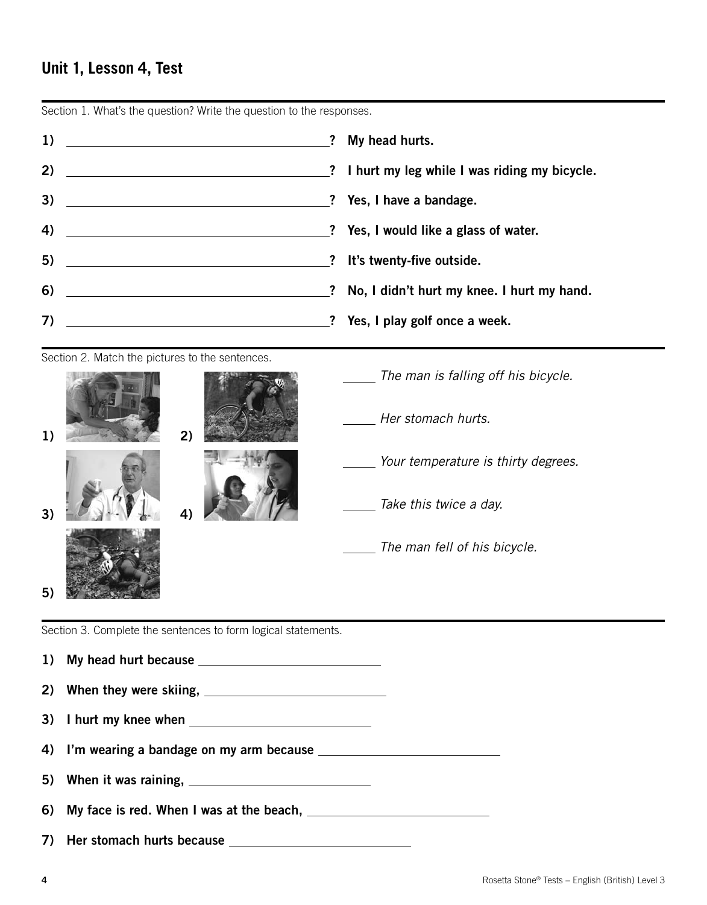## Unit 1, Lesson 4, Test

Section 1. What's the question? Write the question to the responses.

1) ______________________________________? **My head hurts.**

2) ______________________________________? **I hurt my leg while I was riding my bicycle.**

3) ______________________________________? **Yes, I have a bandage.**

4) ______________________________________? **Yes, I would like a glass of water.**

5) ______________________________________? **It's twenty-five outside.**

6) ______________________________________? **No, I didn't hurt my knee. I hurt my hand.**

7) ______________________________________? **Yes, I play golf once a week.**

Section 2. Match the pictures to the sentences.

1)

2)

3)

4)

5)

_____ *The man is falling off his bicycle.*

_____ *Her stomach hurts.*

_____ *Your temperature is thirty degrees.*

_____ *Take this twice a day.*

_____ *The man fell of his bicycle.*

Section 3. Complete the sentences to form logical statements.

1) **My head hurt because** ____________________________

2) **When they were skiing,** ____________________________

3) **I hurt my knee when** ____________________________

4) **I'm wearing a bandage on my arm because** ____________________________

5) **When it was raining,** ____________________________

6) **My face is red. When I was at the beach,** ____________________________

7) **Her stomach hurts because** ____________________________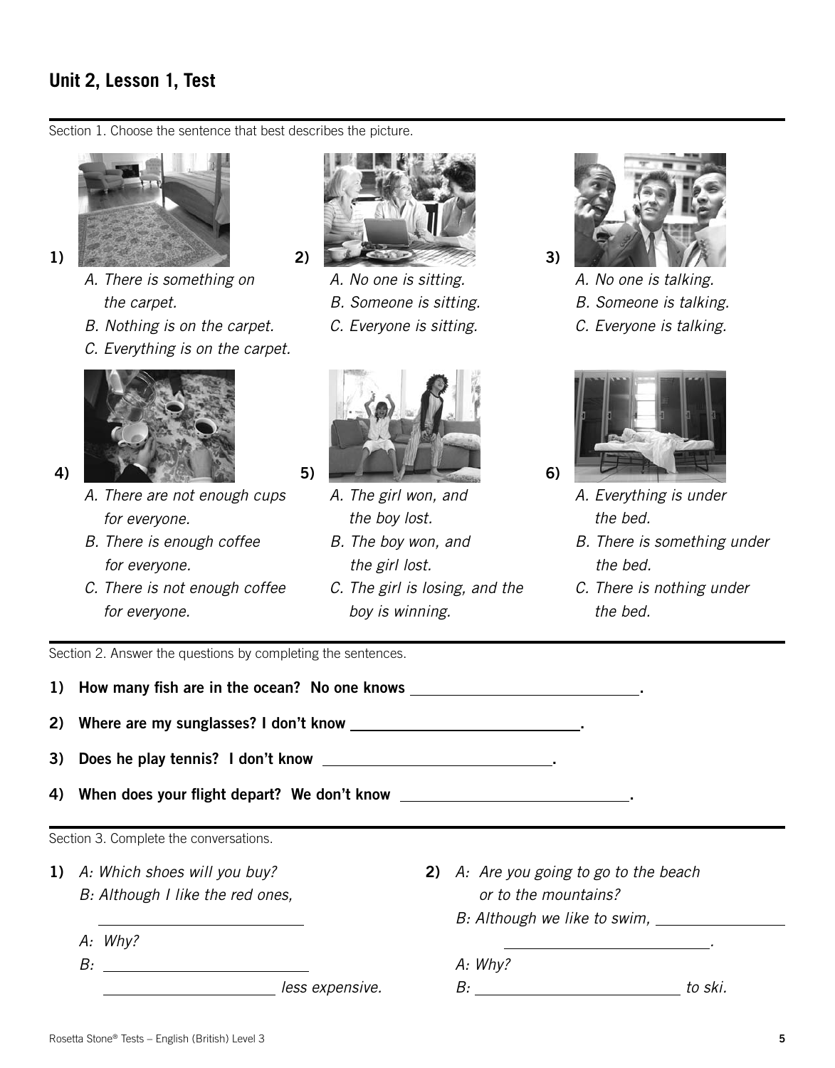## Unit 2, Lesson 1, Test

Section 1. Choose the sentence that best describes the picture.

1)
*A. There is something on the carpet.*
*B. Nothing is on the carpet.*
*C. Everything is on the carpet.*

2)
*A. No one is sitting.*
*B. Someone is sitting.*
*C. Everyone is sitting.*

3)
*A. No one is talking.*
*B. Someone is talking.*
*C. Everyone is talking.*

4)
*A. There are not enough cups for everyone.*
*B. There is enough coffee for everyone.*
*C. There is not enough coffee for everyone.*

5)
*A. The girl won, and the boy lost.*
*B. The boy won, and the girl lost.*
*C. The girl is losing, and the boy is winning.*

6)
*A. Everything is under the bed.*
*B. There is something under the bed.*
*C. There is nothing under the bed.*

Section 2. Answer the questions by completing the sentences.

**1) How many fish are in the ocean? No one knows ______________________________.**

**2) Where are my sunglasses? I don't know ______________________________.**

**3) Does he play tennis? I don't know ______________________________.**

**4) When does your flight depart? We don't know ______________________________.**

Section 3. Complete the conversations.

**1)** *A: Which shoes will you buy?*
*B: Although I like the red ones,*
______________________________
*A: Why?*
*B:* ______________________________
______________________________ *less expensive.*

**2)** *A: Are you going to go to the beach or to the mountains?*
*B: Although we like to swim,* ______________________________
______________________________.
*A: Why?*
*B:* ______________________________ *to ski.*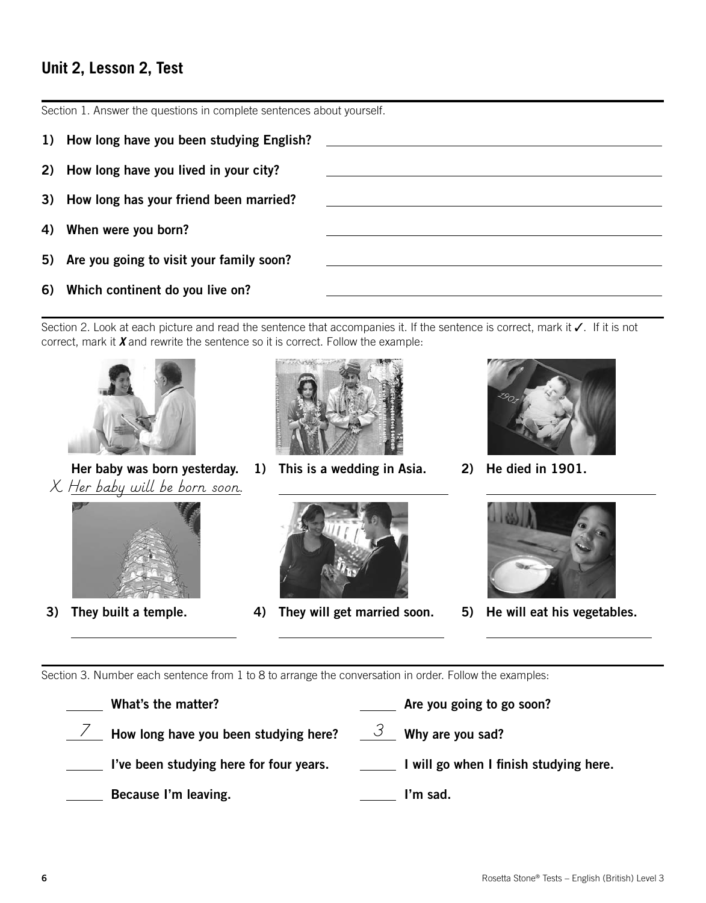## Unit 2, Lesson 2, Test

Section 1. Answer the questions in complete sentences about yourself.

1) **How long have you been studying English?** ______________________

2) **How long have you lived in your city?** ______________________

3) **How long has your friend been married?** ______________________

4) **When were you born?** ______________________

5) **Are you going to visit your family soon?** ______________________

6) **Which continent do you live on?** ______________________

Section 2. Look at each picture and read the sentence that accompanies it. If the sentence is correct, mark it ✓. If it is not correct, mark it ***X*** and rewrite the sentence so it is correct. Follow the example:

**Her baby was born yesterday.**
X *Her baby will be born soon.*

1) **This is a wedding in Asia.** ______________________

2) **He died in 1901.** ______________________

3) **They built a temple.** ______________________

4) **They will get married soon.** ______________________

5) **He will eat his vegetables.** ______________________

Section 3. Number each sentence from 1 to 8 to arrange the conversation in order. Follow the examples:

_____ **What's the matter?**

*7* **How long have you been studying here?**

_____ **I've been studying here for four years.**

_____ **Because I'm leaving.**

_____ **Are you going to go soon?**

*3* **Why are you sad?**

_____ **I will go when I finish studying here.**

_____ **I'm sad.**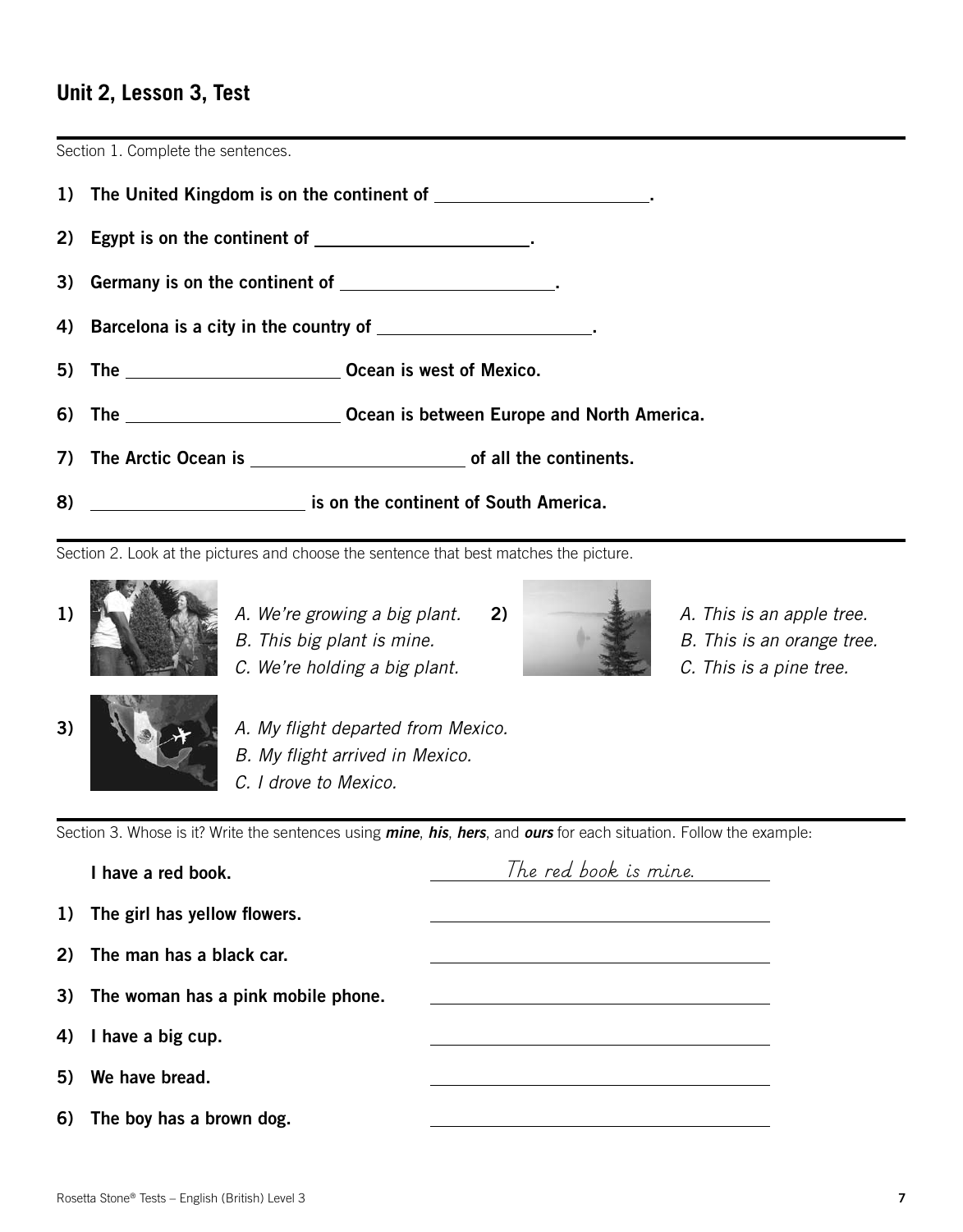## Unit 2, Lesson 3, Test

Section 1. Complete the sentences.

1) **The United Kingdom is on the continent of \_\_\_\_\_\_\_\_\_\_\_\_\_\_\_\_\_\_\_\_\_\_.**

2) **Egypt is on the continent of \_\_\_\_\_\_\_\_\_\_\_\_\_\_\_\_\_\_\_\_\_\_.**

3) **Germany is on the continent of \_\_\_\_\_\_\_\_\_\_\_\_\_\_\_\_\_\_\_\_\_\_.**

4) **Barcelona is a city in the country of \_\_\_\_\_\_\_\_\_\_\_\_\_\_\_\_\_\_\_\_\_\_.**

5) **The \_\_\_\_\_\_\_\_\_\_\_\_\_\_\_\_\_\_\_\_\_\_ Ocean is west of Mexico.**

6) **The \_\_\_\_\_\_\_\_\_\_\_\_\_\_\_\_\_\_\_\_\_\_ Ocean is between Europe and North America.**

7) **The Arctic Ocean is \_\_\_\_\_\_\_\_\_\_\_\_\_\_\_\_\_\_\_\_\_\_ of all the continents.**

8) **\_\_\_\_\_\_\_\_\_\_\_\_\_\_\_\_\_\_\_\_\_\_ is on the continent of South America.**

Section 2. Look at the pictures and choose the sentence that best matches the picture.

1)
*A. We're growing a big plant.*
*B. This big plant is mine.*
*C. We're holding a big plant.*

2)
*A. This is an apple tree.*
*B. This is an orange tree.*
*C. This is a pine tree.*

3)
*A. My flight departed from Mexico.*
*B. My flight arrived in Mexico.*
*C. I drove to Mexico.*

Section 3. Whose is it? Write the sentences using ***mine***, ***his***, ***hers***, and ***ours*** for each situation. Follow the example:

**I have a red book.** *The red book is mine.*

1) **The girl has yellow flowers.** \_\_\_\_\_\_\_\_\_\_\_\_\_\_\_\_\_\_\_\_\_\_\_\_\_\_\_\_

2) **The man has a black car.** \_\_\_\_\_\_\_\_\_\_\_\_\_\_\_\_\_\_\_\_\_\_\_\_\_\_\_\_

3) **The woman has a pink mobile phone.** \_\_\_\_\_\_\_\_\_\_\_\_\_\_\_\_\_\_\_\_\_\_\_\_\_\_\_\_

4) **I have a big cup.** \_\_\_\_\_\_\_\_\_\_\_\_\_\_\_\_\_\_\_\_\_\_\_\_\_\_\_\_

5) **We have bread.** \_\_\_\_\_\_\_\_\_\_\_\_\_\_\_\_\_\_\_\_\_\_\_\_\_\_\_\_

6) **The boy has a brown dog.** \_\_\_\_\_\_\_\_\_\_\_\_\_\_\_\_\_\_\_\_\_\_\_\_\_\_\_\_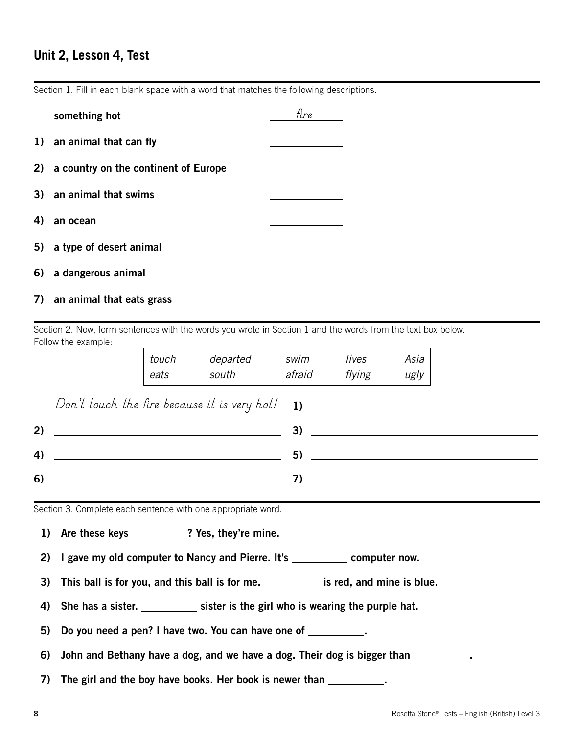## Unit 2, Lesson 4, Test

Section 1. Fill in each blank space with a word that matches the following descriptions.

| | | |
|---|---|---|
| | **something hot** | *fire* |
| **1)** | **an animal that can fly** | ________ |
| **2)** | **a country on the continent of Europe** | ________ |
| **3)** | **an animal that swims** | ________ |
| **4)** | **an ocean** | ________ |
| **5)** | **a type of desert animal** | ________ |
| **6)** | **a dangerous animal** | ________ |
| **7)** | **an animal that eats grass** | ________ |

Section 2. Now, form sentences with the words you wrote in Section 1 and the words from the text box below. Follow the example:

| | | | | |
|---|---|---|---|---|
| *touch* | *departed* | *swim* | *lives* | *Asia* |
| *eats* | *south* | *afraid* | *flying* | *ugly* |

*Don't touch the fire because it is very hot!*

**1)** ______________________________

**2)** ______________________________

**3)** ______________________________

**4)** ______________________________

**5)** ______________________________

**6)** ______________________________

**7)** ______________________________

Section 3. Complete each sentence with one appropriate word.

1) **Are these keys ________? Yes, they're mine.**
2) **I gave my old computer to Nancy and Pierre. It's ________ computer now.**
3) **This ball is for you, and this ball is for me. ________ is red, and mine is blue.**
4) **She has a sister. ________ sister is the girl who is wearing the purple hat.**
5) **Do you need a pen? I have two. You can have one of ________.**
6) **John and Bethany have a dog, and we have a dog. Their dog is bigger than ________.**
7) **The girl and the boy have books. Her book is newer than ________.**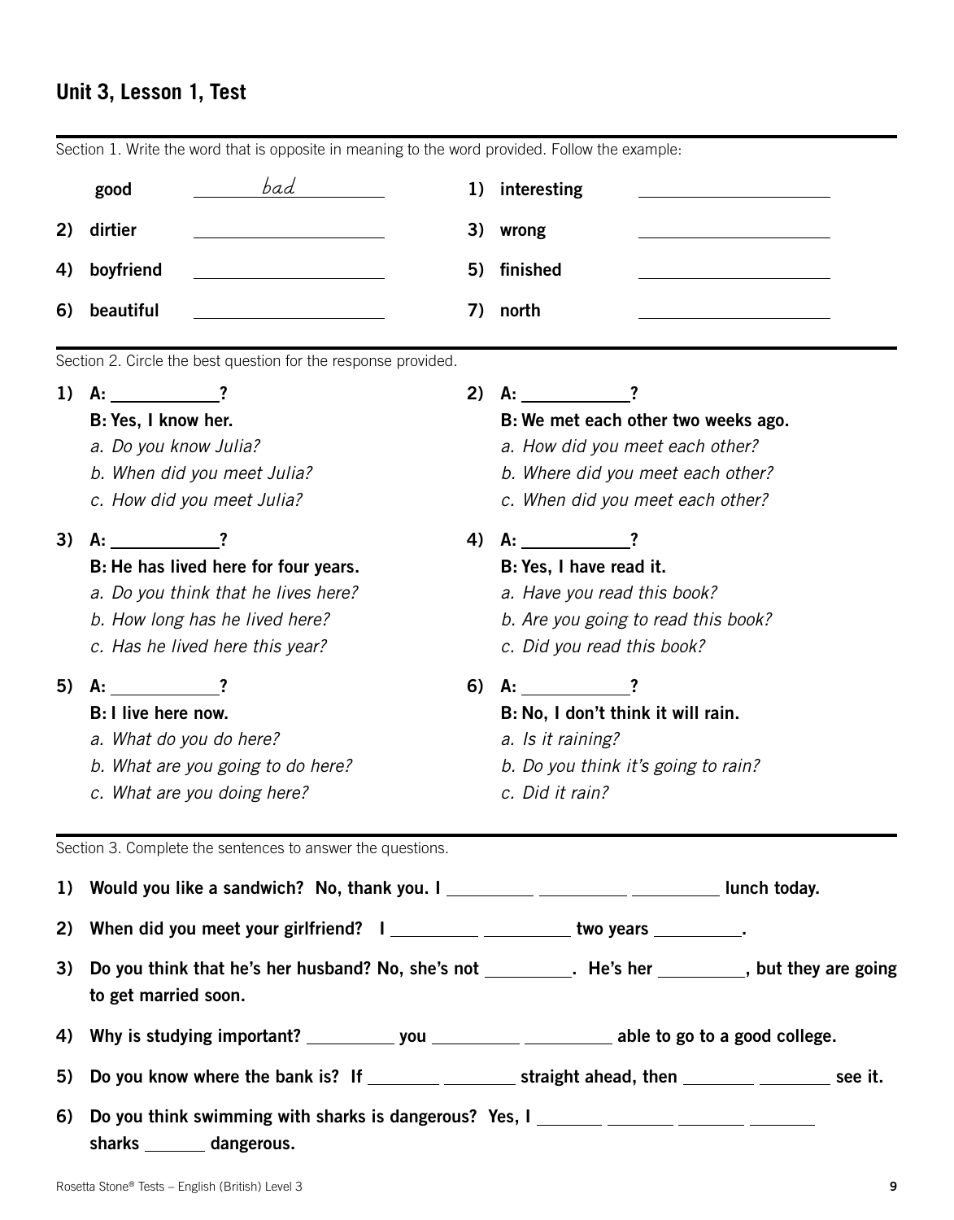## Unit 3, Lesson 1, Test

Section 1. Write the word that is opposite in meaning to the word provided. Follow the example:

**good** ___*bad*___

**1) interesting** ________

**2) dirtier** ________

**3) wrong** ________

**4) boyfriend** ________

**5) finished** ________

**6) beautiful** ________

**7) north** ________

Section 2. Circle the best question for the response provided.

**1) A: ________?**
**B: Yes, I know her.**
*a. Do you know Julia?*
*b. When did you meet Julia?*
*c. How did you meet Julia?*

**2) A: ________?**
**B: We met each other two weeks ago.**
*a. How did you meet each other?*
*b. Where did you meet each other?*
*c. When did you meet each other?*

**3) A: ________?**
**B: He has lived here for four years.**
*a. Do you think that he lives here?*
*b. How long has he lived here?*
*c. Has he lived here this year?*

**4) A: ________?**
**B: Yes, I have read it.**
*a. Have you read this book?*
*b. Are you going to read this book?*
*c. Did you read this book?*

**5) A: ________?**
**B: I live here now.**
*a. What do you do here?*
*b. What are you going to do here?*
*c. What are you doing here?*

**6) A: ________?**
**B: No, I don't think it will rain.**
*a. Is it raining?*
*b. Do you think it's going to rain?*
*c. Did it rain?*

Section 3. Complete the sentences to answer the questions.

**1) Would you like a sandwich? No, thank you. I ________ ________ ________ lunch today.**

**2) When did you meet your girlfriend? I ________ ________ two years ________.**

**3) Do you think that he's her husband? No, she's not ________. He's her ________, but they are going to get married soon.**

**4) Why is studying important? ________ you ________ ________ able to go to a good college.**

**5) Do you know where the bank is? If ________ ________ straight ahead, then ________ ________ see it.**

**6) Do you think swimming with sharks is dangerous? Yes, I ________ ________ ________ ________ sharks ________ dangerous.**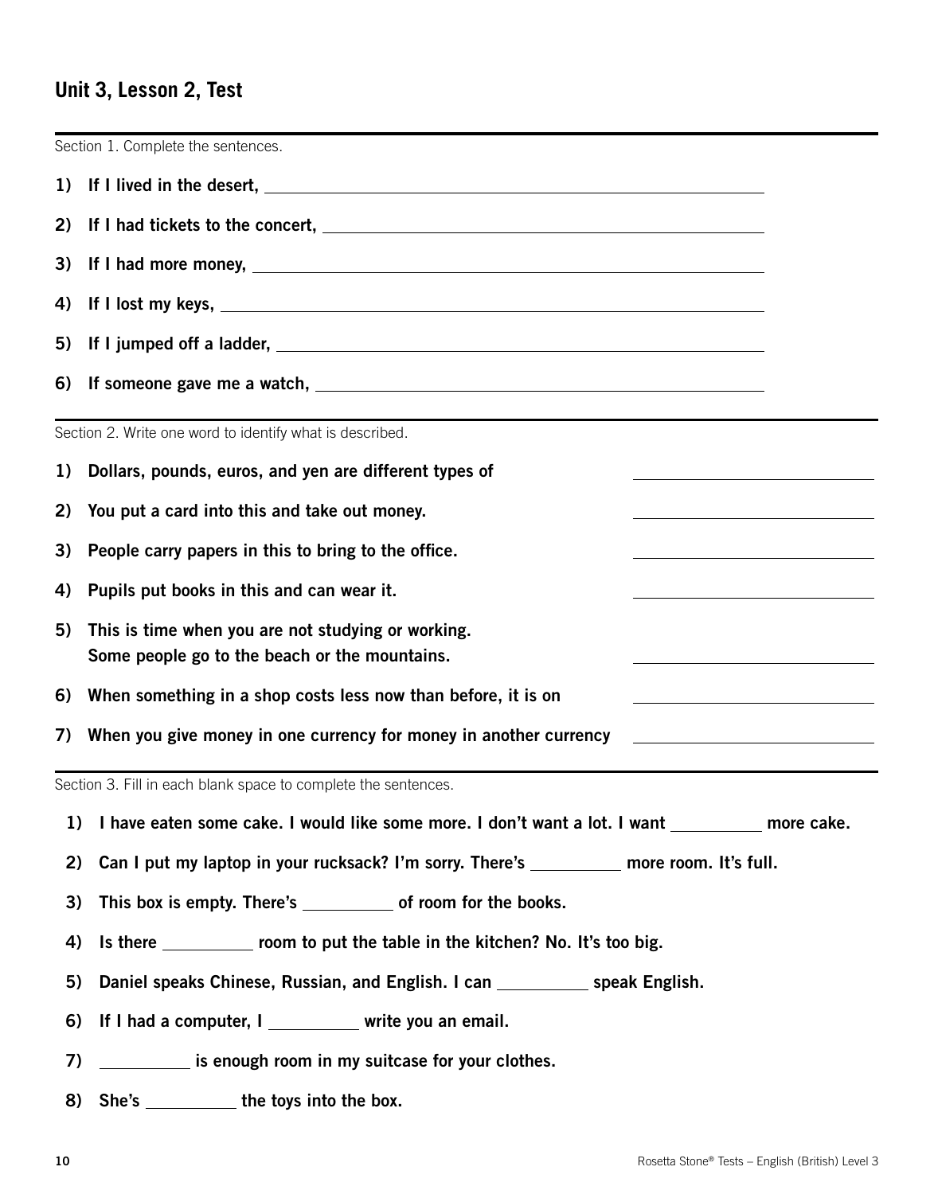## Unit 3, Lesson 2, Test

Section 1. Complete the sentences.

1) **If I lived in the desert,** ______________________________

2) **If I had tickets to the concert,** ______________________________

3) **If I had more money,** ______________________________

4) **If I lost my keys,** ______________________________

5) **If I jumped off a ladder,** ______________________________

6) **If someone gave me a watch,** ______________________________

Section 2. Write one word to identify what is described.

1) **Dollars, pounds, euros, and yen are different types of** ____________________

2) **You put a card into this and take out money.** ____________________

3) **People carry papers in this to bring to the office.** ____________________

4) **Pupils put books in this and can wear it.** ____________________

5) **This is time when you are not studying or working. Some people go to the beach or the mountains.** ____________________

6) **When something in a shop costs less now than before, it is on** ____________________

7) **When you give money in one currency for money in another currency** ____________________

Section 3. Fill in each blank space to complete the sentences.

1) **I have eaten some cake. I would like some more. I don't want a lot. I want __________ more cake.**

2) **Can I put my laptop in your rucksack? I'm sorry. There's __________ more room. It's full.**

3) **This box is empty. There's __________ of room for the books.**

4) **Is there __________ room to put the table in the kitchen? No. It's too big.**

5) **Daniel speaks Chinese, Russian, and English. I can __________ speak English.**

6) **If I had a computer, I __________ write you an email.**

7) **__________ is enough room in my suitcase for your clothes.**

8) **She's __________ the toys into the box.**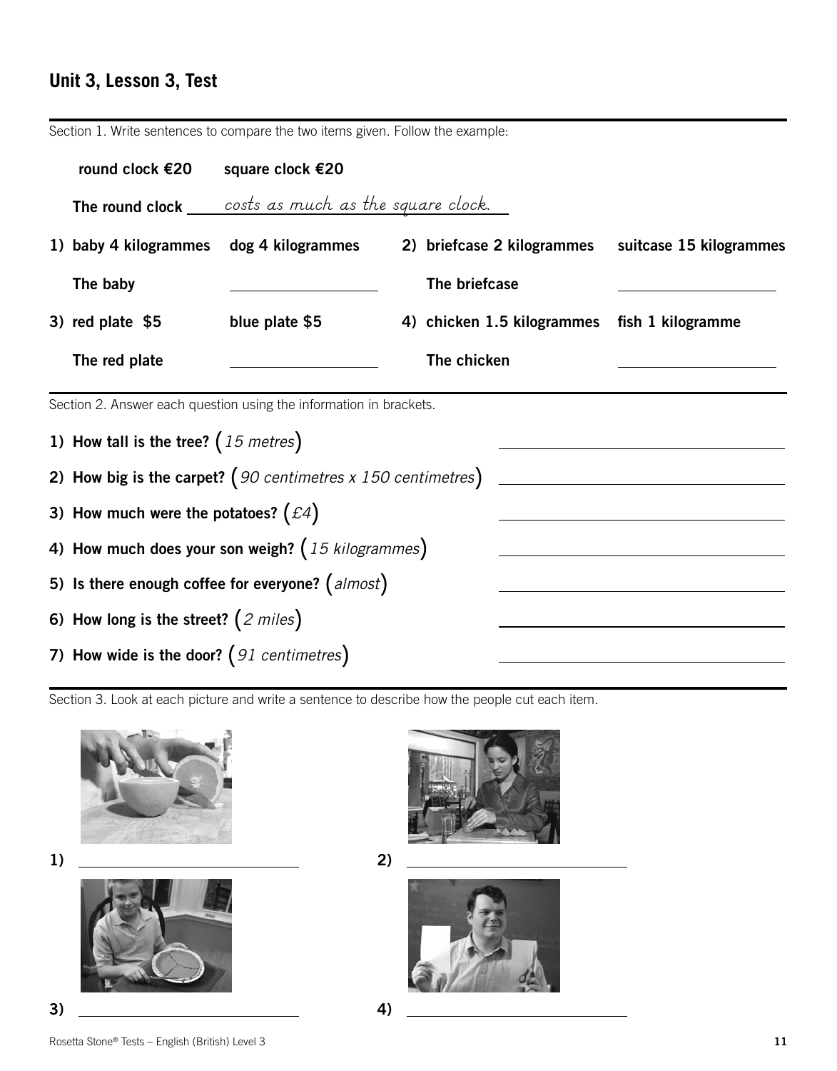## Unit 3, Lesson 3, Test

Section 1. Write sentences to compare the two items given. Follow the example:

**round clock €20** **square clock €20**

**The round clock** *costs as much as the square clock.*

**1) baby 4 kilogrammes** **dog 4 kilogrammes**

**The baby** ____________________

**2) briefcase 2 kilogrammes** **suitcase 15 kilogrammes**

**The briefcase** ____________________

**3) red plate $5** **blue plate $5**

**The red plate** ____________________

**4) chicken 1.5 kilogrammes** **fish 1 kilogramme**

**The chicken** ____________________

Section 2. Answer each question using the information in brackets.

1) **How tall is the tree?** (*15 metres*) ____________________

2) **How big is the carpet?** (*90 centimetres x 150 centimetres*) ____________________

3) **How much were the potatoes?** (*£4*) ____________________

4) **How much does your son weigh?** (*15 kilogrammes*) ____________________

5) **Is there enough coffee for everyone?** (*almost*) ____________________

6) **How long is the street?** (*2 miles*) ____________________

7) **How wide is the door?** (*91 centimetres*) ____________________

Section 3. Look at each picture and write a sentence to describe how the people cut each item.

**1)** ____________________

**2)** ____________________

**3)** ____________________

**4)** ____________________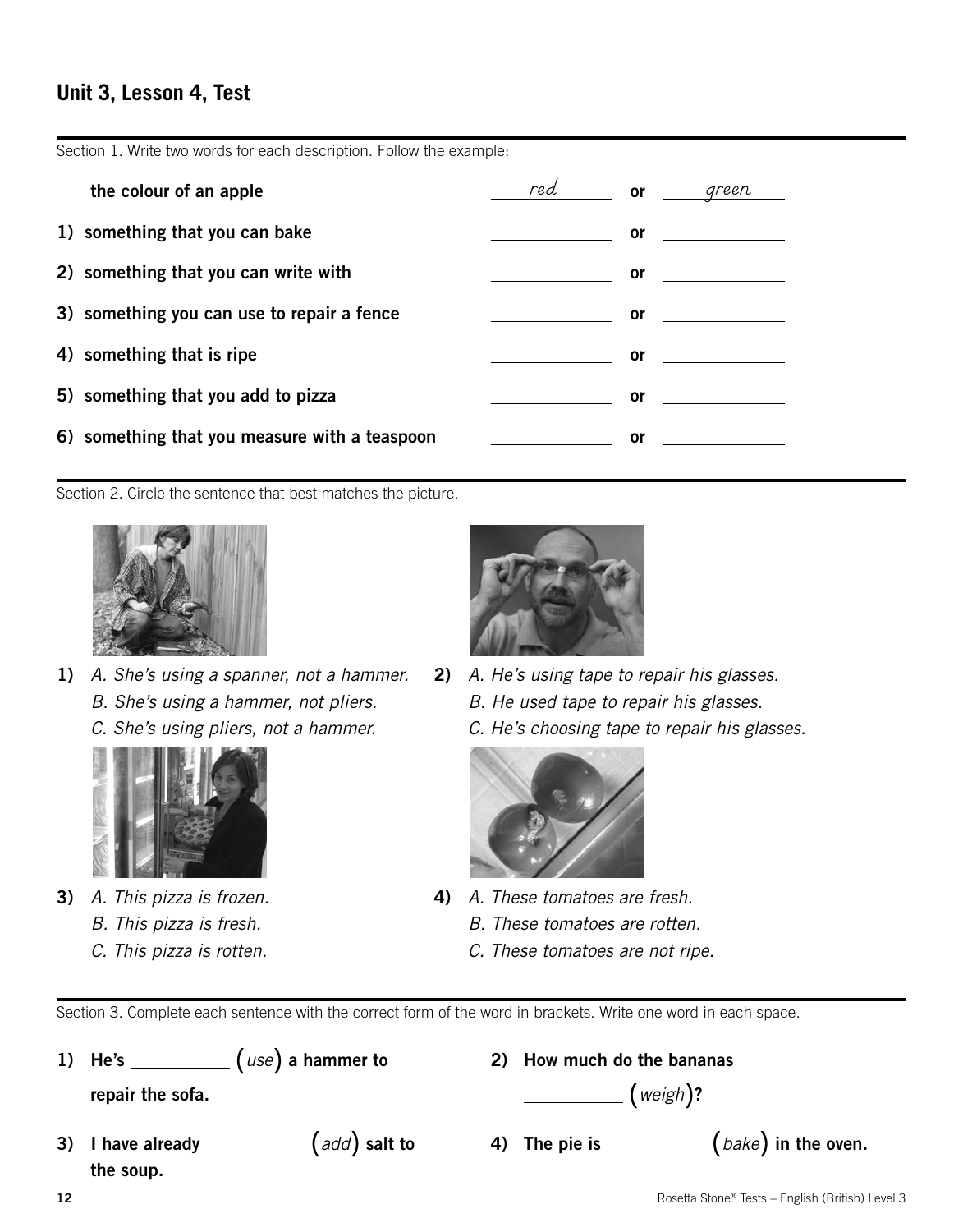## Unit 3, Lesson 4, Test

Section 1. Write two words for each description. Follow the example:

| | | | |
|---|---|---|---|
| **the colour of an apple** | *red* | **or** | *green* |
| **1) something that you can bake** | ______ | **or** | ______ |
| **2) something that you can write with** | ______ | **or** | ______ |
| **3) something you can use to repair a fence** | ______ | **or** | ______ |
| **4) something that is ripe** | ______ | **or** | ______ |
| **5) something that you add to pizza** | ______ | **or** | ______ |
| **6) something that you measure with a teaspoon** | ______ | **or** | ______ |

Section 2. Circle the sentence that best matches the picture.

**1)** *A. She's using a spanner, not a hammer.*
*B. She's using a hammer, not pliers.*
*C. She's using pliers, not a hammer.*

**2)** *A. He's using tape to repair his glasses.*
*B. He used tape to repair his glasses.*
*C. He's choosing tape to repair his glasses.*

**3)** *A. This pizza is frozen.*
*B. This pizza is fresh.*
*C. This pizza is rotten.*

**4)** *A. These tomatoes are fresh.*
*B. These tomatoes are rotten.*
*C. These tomatoes are not ripe.*

Section 3. Complete each sentence with the correct form of the word in brackets. Write one word in each space.

**1) He's __________ (*use*) a hammer to repair the sofa.**

**2) How much do the bananas __________ (*weigh*)?**

**3) I have already __________ (*add*) salt to the soup.**

**4) The pie is __________ (*bake*) in the oven.**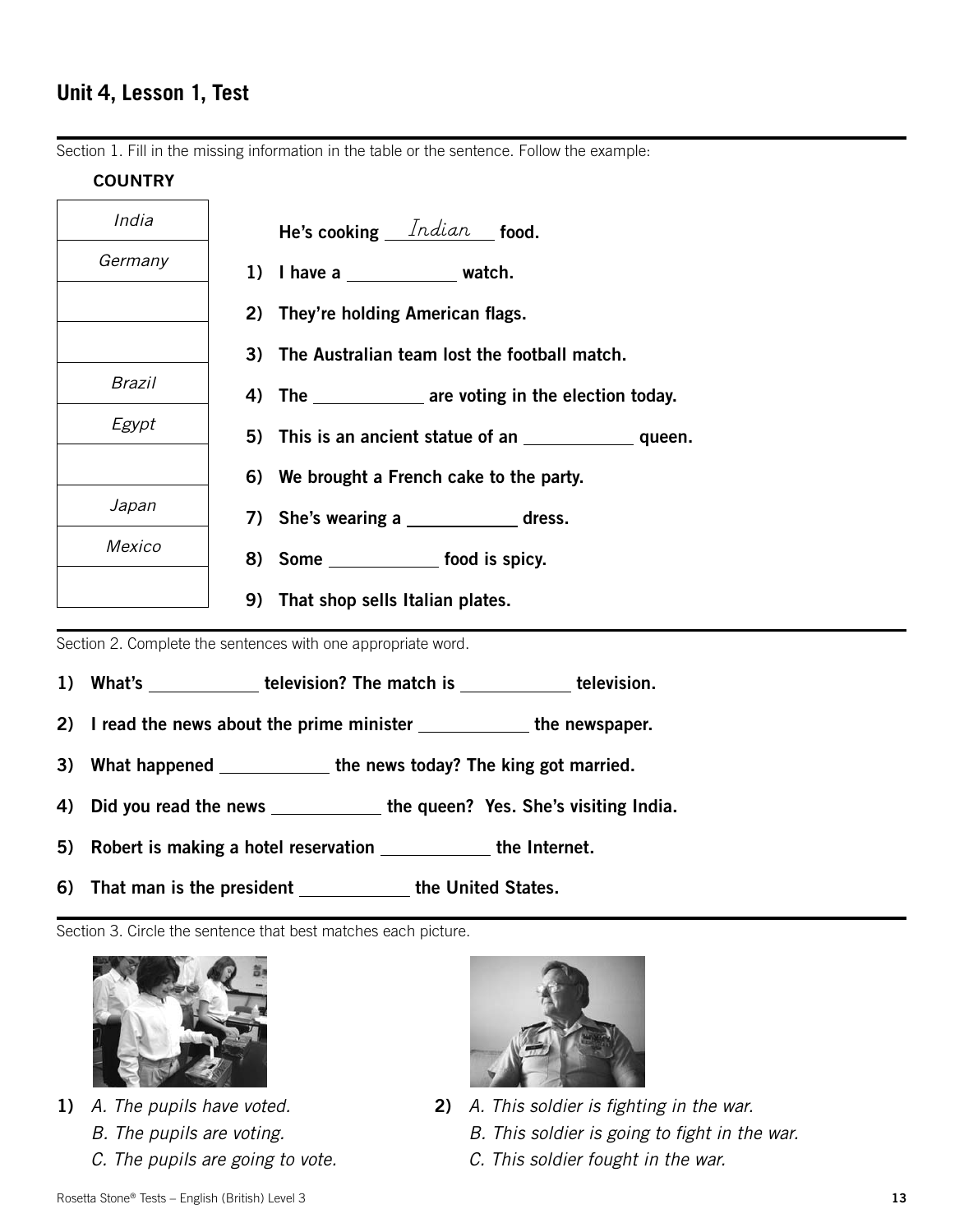## Unit 4, Lesson 1, Test

Section 1. Fill in the missing information in the table or the sentence. Follow the example:

| COUNTRY | |
|---|---|
| *India* | He's cooking *Indian* food. |
| *Germany* | 1) I have a ____________ watch. |
| | 2) They're holding American flags. |
| | 3) The Australian team lost the football match. |
| *Brazil* | 4) The ____________ are voting in the election today. |
| *Egypt* | 5) This is an ancient statue of an ____________ queen. |
| | 6) We brought a French cake to the party. |
| *Japan* | 7) She's wearing a ____________ dress. |
| *Mexico* | 8) Some ____________ food is spicy. |
| | 9) That shop sells Italian plates. |

Section 2. Complete the sentences with one appropriate word.

1) **What's ____________ television? The match is ____________ television.**
2) **I read the news about the prime minister ____________ the newspaper.**
3) **What happened ____________ the news today? The king got married.**
4) **Did you read the news ____________ the queen? Yes. She's visiting India.**
5) **Robert is making a hotel reservation ____________ the Internet.**
6) **That man is the president ____________ the United States.**

Section 3. Circle the sentence that best matches each picture.

**1)** *A. The pupils have voted.*
*B. The pupils are voting.*
*C. The pupils are going to vote.*

**2)** *A. This soldier is fighting in the war.*
*B. This soldier is going to fight in the war.*
*C. This soldier fought in the war.*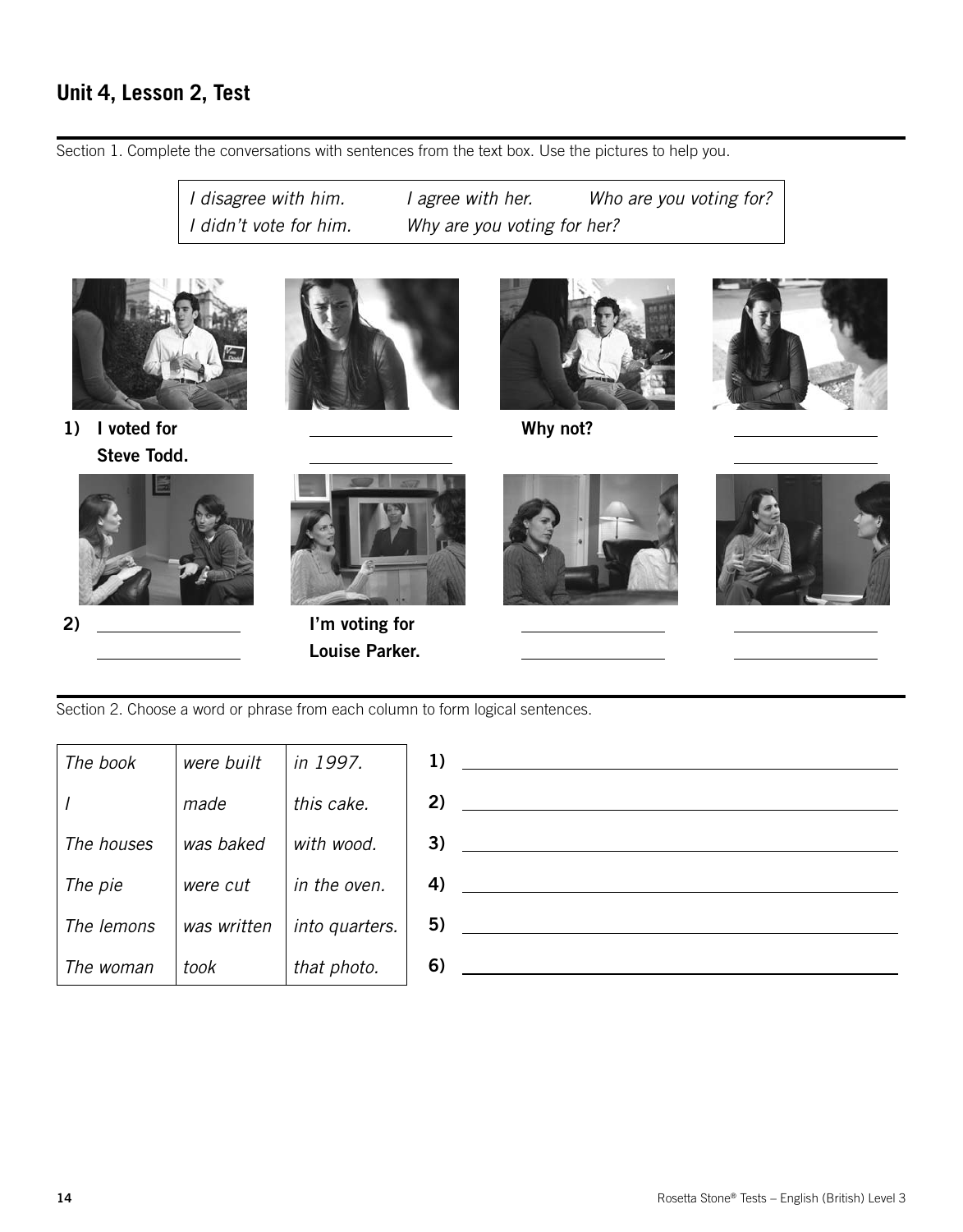## Unit 4, Lesson 2, Test

Section 1. Complete the conversations with sentences from the text box. Use the pictures to help you.

| | | |
|---|---|---|
| *I disagree with him.* | *I agree with her.* | *Who are you voting for?* |
| *I didn't vote for him.* | *Why are you voting for her?* | |

1) **I voted for Steve Todd.** ________________ **Why not?** ________________

2) ________________ **I'm voting for Louise Parker.** ________________ ________________

Section 2. Choose a word or phrase from each column to form logical sentences.

| | | |
|---|---|---|
| *The book* | *were built* | *in 1997.* |
| *I* | *made* | *this cake.* |
| *The houses* | *was baked* | *with wood.* |
| *The pie* | *were cut* | *in the oven.* |
| *The lemons* | *was written* | *into quarters.* |
| *The woman* | *took* | *that photo.* |

1) ______________________________

2) ______________________________

3) ______________________________

4) ______________________________

5) ______________________________

6) ______________________________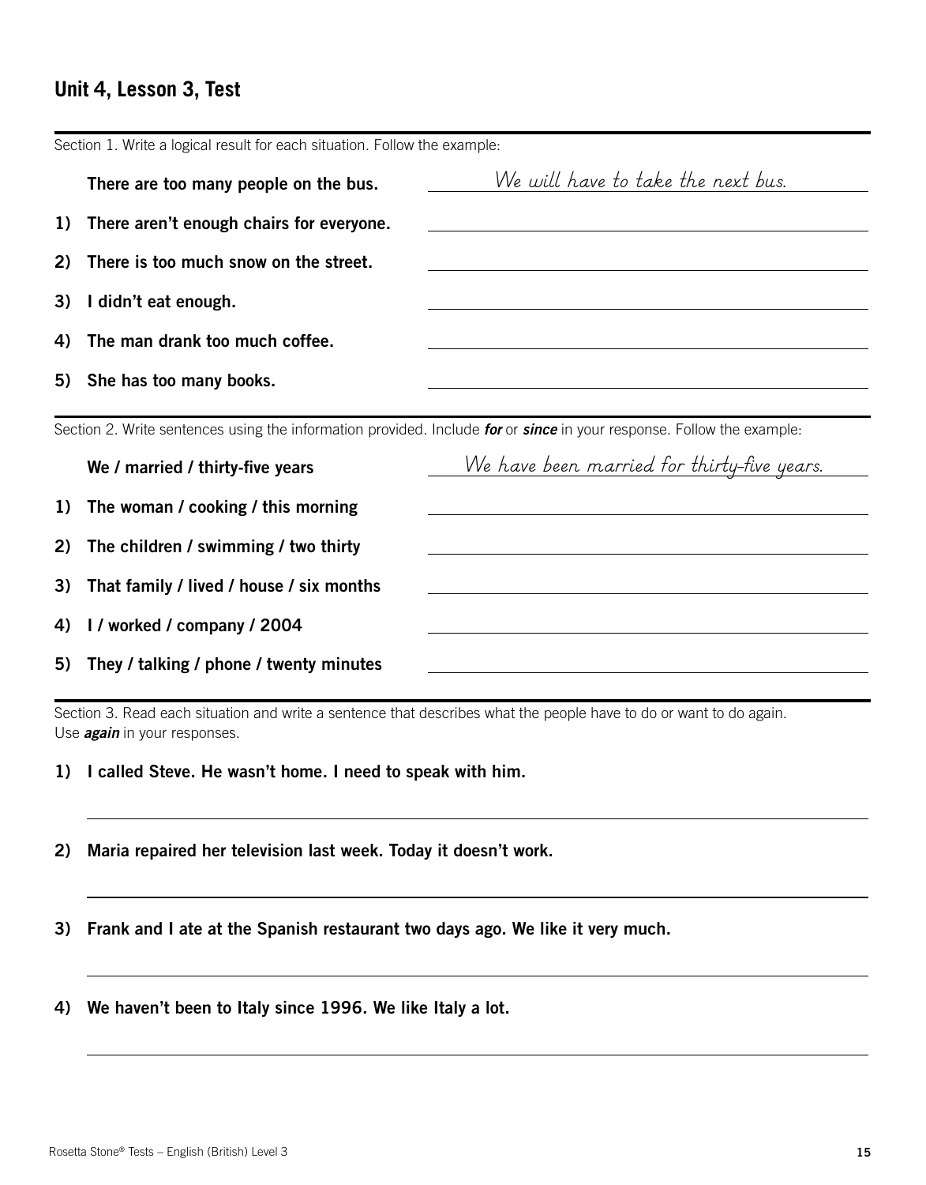## Unit 4, Lesson 3, Test

Section 1. Write a logical result for each situation. Follow the example:

| | |
|---|---|
| There are too many people on the bus. | *We will have to take the next bus.* |
| 1) There aren't enough chairs for everyone. | |
| 2) There is too much snow on the street. | |
| 3) I didn't eat enough. | |
| 4) The man drank too much coffee. | |
| 5) She has too many books. | |

Section 2. Write sentences using the information provided. Include ***for*** or ***since*** in your response. Follow the example:

| | |
|---|---|
| We / married / thirty-five years | *We have been married for thirty-five years.* |
| 1) The woman / cooking / this morning | |
| 2) The children / swimming / two thirty | |
| 3) That family / lived / house / six months | |
| 4) I / worked / company / 2004 | |
| 5) They / talking / phone / twenty minutes | |

Section 3. Read each situation and write a sentence that describes what the people have to do or want to do again. Use ***again*** in your responses.

**1) I called Steve. He wasn't home. I need to speak with him.**

______________________________________________

**2) Maria repaired her television last week. Today it doesn't work.**

______________________________________________

**3) Frank and I ate at the Spanish restaurant two days ago. We like it very much.**

______________________________________________

**4) We haven't been to Italy since 1996. We like Italy a lot.**

______________________________________________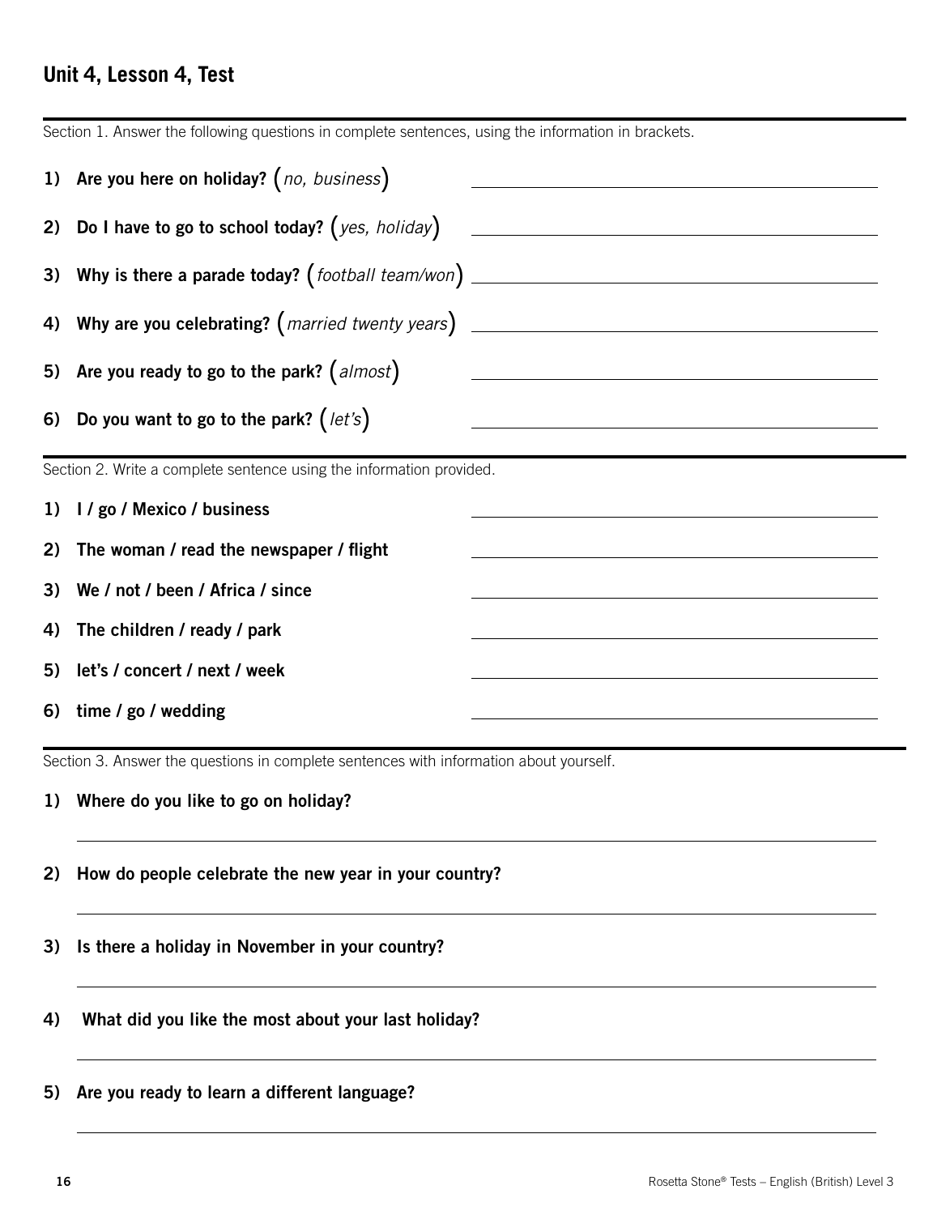## Unit 4, Lesson 4, Test

Section 1. Answer the following questions in complete sentences, using the information in brackets.

1) **Are you here on holiday?** (*no, business*) ______________________

2) **Do I have to go to school today?** (*yes, holiday*) ______________________

3) **Why is there a parade today?** (*football team/won*) ______________________

4) **Why are you celebrating?** (*married twenty years*) ______________________

5) **Are you ready to go to the park?** (*almost*) ______________________

6) **Do you want to go to the park?** (*let's*) ______________________

Section 2. Write a complete sentence using the information provided.

1) **I / go / Mexico / business** ______________________

2) **The woman / read the newspaper / flight** ______________________

3) **We / not / been / Africa / since** ______________________

4) **The children / ready / park** ______________________

5) **let's / concert / next / week** ______________________

6) **time / go / wedding** ______________________

Section 3. Answer the questions in complete sentences with information about yourself.

1) **Where do you like to go on holiday?**

______________________

2) **How do people celebrate the new year in your country?**

______________________

3) **Is there a holiday in November in your country?**

______________________

4) **What did you like the most about your last holiday?**

______________________

5) **Are you ready to learn a different language?**

______________________